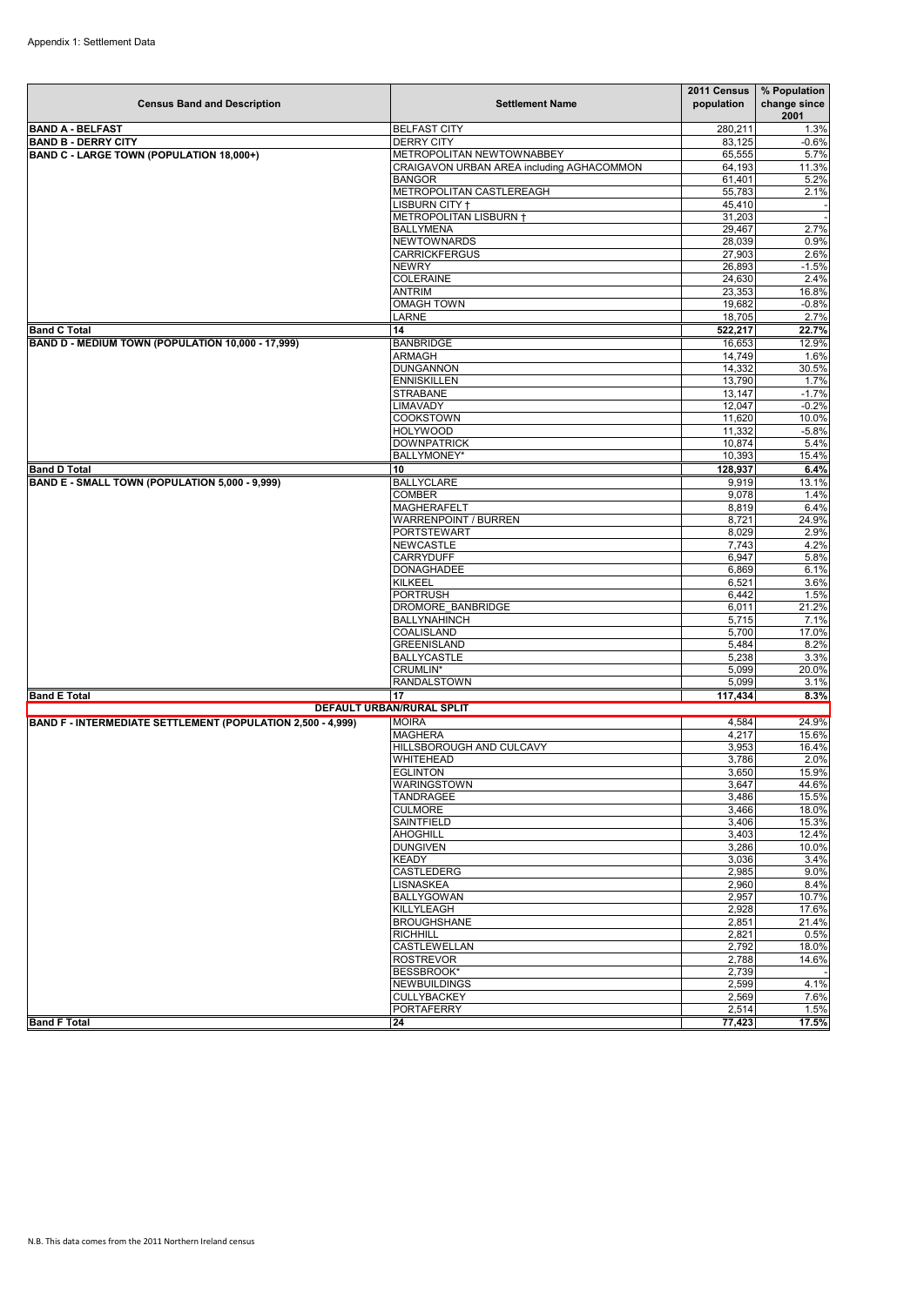Appendix 1: Settlement Data

| Census Band and Description | Settlement Name | 2011 Census population | % Population change since 2001 |
|---|---|---|---|
| **BAND A - BELFAST** | BELFAST CITY | 280,211 | 1.3% |
| **BAND B - DERRY CITY** | DERRY CITY | 83,125 | -0.6% |
| **BAND C - LARGE TOWN (POPULATION 18,000+)** | METROPOLITAN NEWTOWNABBEY | 65,555 | 5.7% |
| | CRAIGAVON URBAN AREA including AGHACOMMON | 64,193 | 11.3% |
| | BANGOR | 61,401 | 5.2% |
| | METROPOLITAN CASTLEREAGH | 55,783 | 2.1% |
| | LISBURN CITY † | 45,410 | - |
| | METROPOLITAN LISBURN † | 31,203 | - |
| | BALLYMENA | 29,467 | 2.7% |
| | NEWTOWNARDS | 28,039 | 0.9% |
| | CARRICKFERGUS | 27,903 | 2.6% |
| | NEWRY | 26,893 | -1.5% |
| | COLERAINE | 24,630 | 2.4% |
| | ANTRIM | 23,353 | 16.8% |
| | OMAGH TOWN | 19,682 | -0.8% |
| | LARNE | 18,705 | 2.7% |
| **Band C Total** | **14** | **522,217** | **22.7%** |
| **BAND D - MEDIUM TOWN (POPULATION 10,000 - 17,999)** | BANBRIDGE | 16,653 | 12.9% |
| | ARMAGH | 14,749 | 1.6% |
| | DUNGANNON | 14,332 | 30.5% |
| | ENNISKILLEN | 13,790 | 1.7% |
| | STRABANE | 13,147 | -1.7% |
| | LIMAVADY | 12,047 | -0.2% |
| | COOKSTOWN | 11,620 | 10.0% |
| | HOLYWOOD | 11,332 | -5.8% |
| | DOWNPATRICK | 10,874 | 5.4% |
| | BALLYMONEY* | 10,393 | 15.4% |
| **Band D Total** | **10** | **128,937** | **6.4%** |
| **BAND E - SMALL TOWN (POPULATION 5,000 - 9,999)** | BALLYCLARE | 9,919 | 13.1% |
| | COMBER | 9,078 | 1.4% |
| | MAGHERAFELT | 8,819 | 6.4% |
| | WARRENPOINT / BURREN | 8,721 | 24.9% |
| | PORTSTEWART | 8,029 | 2.9% |
| | NEWCASTLE | 7,743 | 4.2% |
| | CARRYDUFF | 6,947 | 5.8% |
| | DONAGHADEE | 6,869 | 6.1% |
| | KILKEEL | 6,521 | 3.6% |
| | PORTRUSH | 6,442 | 1.5% |
| | DROMORE_BANBRIDGE | 6,011 | 21.2% |
| | BALLYNAHINCH | 5,715 | 7.1% |
| | COALISLAND | 5,700 | 17.0% |
| | GREENISLAND | 5,484 | 8.2% |
| | BALLYCASTLE | 5,238 | 3.3% |
| | CRUMLIN* | 5,099 | 20.0% |
| | RANDALSTOWN | 5,099 | 3.1% |
| **Band E Total** | **17** | **117,434** | **8.3%** |
| **DEFAULT URBAN/RURAL SPLIT** | | | |
| **BAND F - INTERMEDIATE SETTLEMENT (POPULATION 2,500 - 4,999)** | MOIRA | 4,584 | 24.9% |
| | MAGHERA | 4,217 | 15.6% |
| | HILLSBOROUGH AND CULCAVY | 3,953 | 16.4% |
| | WHITEHEAD | 3,786 | 2.0% |
| | EGLINTON | 3,650 | 15.9% |
| | WARINGSTOWN | 3,647 | 44.6% |
| | TANDRAGEE | 3,486 | 15.5% |
| | CULMORE | 3,466 | 18.0% |
| | SAINTFIELD | 3,406 | 15.3% |
| | AHOGHILL | 3,403 | 12.4% |
| | DUNGIVEN | 3,286 | 10.0% |
| | KEADY | 3,036 | 3.4% |
| | CASTLEDERG | 2,985 | 9.0% |
| | LISNASKEA | 2,960 | 8.4% |
| | BALLYGOWAN | 2,957 | 10.7% |
| | KILLYLEAGH | 2,928 | 17.6% |
| | BROUGHSHANE | 2,851 | 21.4% |
| | RICHHILL | 2,821 | 0.5% |
| | CASTLEWELLAN | 2,792 | 18.0% |
| | ROSTREVOR | 2,788 | 14.6% |
| | BESSBROOK* | 2,739 | - |
| | NEWBUILDINGS | 2,599 | 4.1% |
| | CULLYBACKEY | 2,569 | 7.6% |
| | PORTAFERRY | 2,514 | 1.5% |
| **Band F Total** | **24** | **77,423** | **17.5%** |

N.B. This data comes from the 2011 Northern Ireland census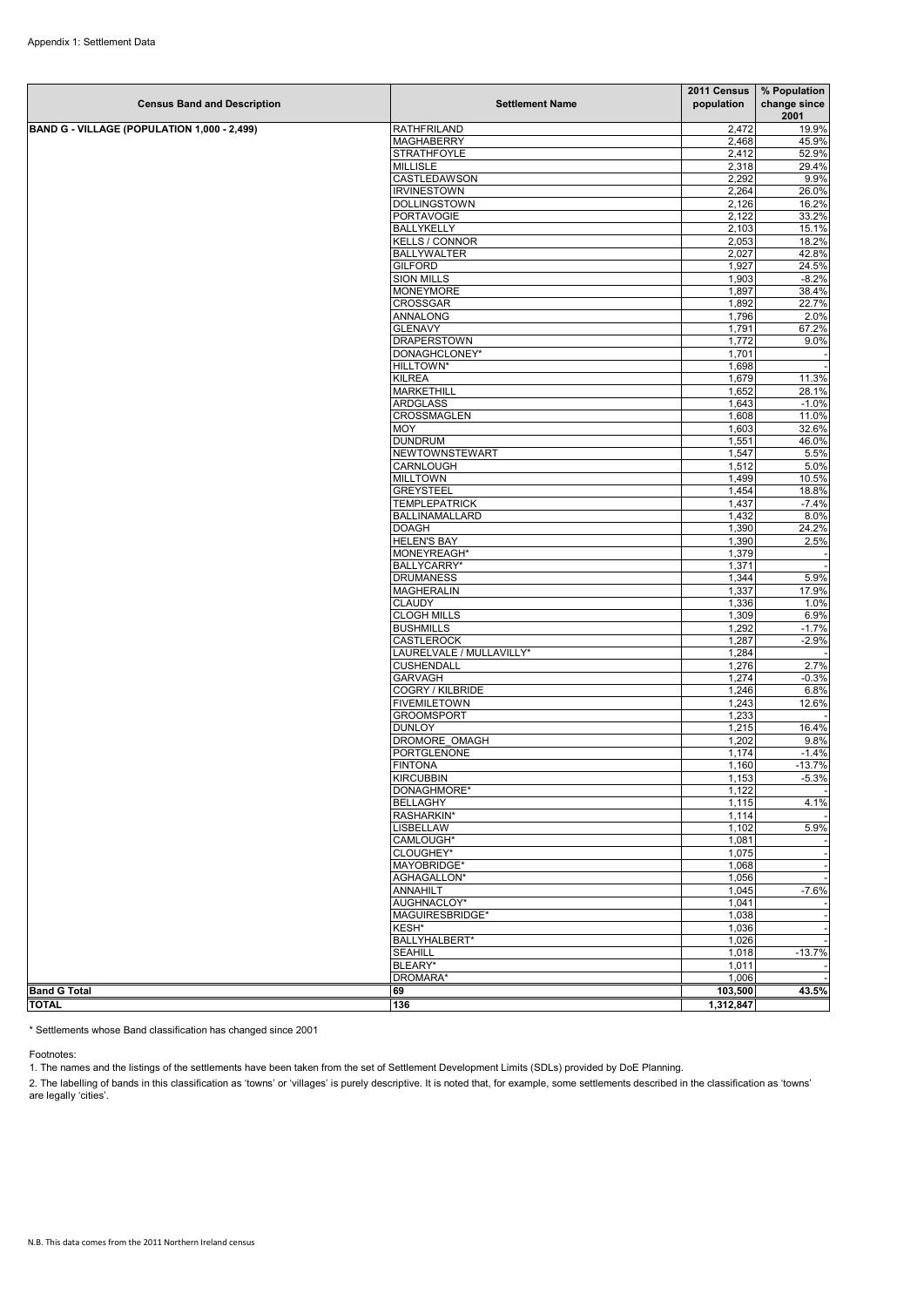Appendix 1: Settlement Data

| Census Band and Description | Settlement Name | 2011 Census population | % Population change since 2001 |
|---|---|---|---|
| BAND G - VILLAGE (POPULATION 1,000 - 2,499) | RATHFRILAND | 2,472 | 19.9% |
| | MAGHABERRY | 2,468 | 45.9% |
| | STRATHFOYLE | 2,412 | 52.9% |
| | MILLISLE | 2,318 | 29.4% |
| | CASTLEDAWSON | 2,292 | 9.9% |
| | IRVINESTOWN | 2,264 | 26.0% |
| | DOLLINGSTOWN | 2,126 | 16.2% |
| | PORTAVOGIE | 2,122 | 33.2% |
| | BALLYKELLY | 2,103 | 15.1% |
| | KELLS / CONNOR | 2,053 | 18.2% |
| | BALLYWALTER | 2,027 | 42.8% |
| | GILFORD | 1,927 | 24.5% |
| | SION MILLS | 1,903 | -8.2% |
| | MONEYMORE | 1,897 | 38.4% |
| | CROSSGAR | 1,892 | 22.7% |
| | ANNALONG | 1,796 | 2.0% |
| | GLENAVY | 1,791 | 67.2% |
| | DRAPERSTOWN | 1,772 | 9.0% |
| | DONAGHCLONEY* | 1,701 | - |
| | HILLTOWN* | 1,698 | - |
| | KILREA | 1,679 | 11.3% |
| | MARKETHILL | 1,652 | 28.1% |
| | ARDGLASS | 1,643 | -1.0% |
| | CROSSMAGLEN | 1,608 | 11.0% |
| | MOY | 1,603 | 32.6% |
| | DUNDRUM | 1,551 | 46.0% |
| | NEWTOWNSTEWART | 1,547 | 5.5% |
| | CARNLOUGH | 1,512 | 5.0% |
| | MILLTOWN | 1,499 | 10.5% |
| | GREYSTEEL | 1,454 | 18.8% |
| | TEMPLEPATRICK | 1,437 | -7.4% |
| | BALLINAMALLARD | 1,432 | 8.0% |
| | DOAGH | 1,390 | 24.2% |
| | HELEN'S BAY | 1,390 | 2.5% |
| | MONEYREAGH* | 1,379 | - |
| | BALLYCARRY* | 1,371 | - |
| | DRUMANESS | 1,344 | 5.9% |
| | MAGHERALIN | 1,337 | 17.9% |
| | CLAUDY | 1,336 | 1.0% |
| | CLOGH MILLS | 1,309 | 6.9% |
| | BUSHMILLS | 1,292 | -1.7% |
| | CASTLEROCK | 1,287 | -2.9% |
| | LAURELVALE / MULLAVILLY* | 1,284 | - |
| | CUSHENDALL | 1,276 | 2.7% |
| | GARVAGH | 1,274 | -0.3% |
| | COGRY / KILBRIDE | 1,246 | 6.8% |
| | FIVEMILETOWN | 1,243 | 12.6% |
| | GROOMSPORT | 1,233 | - |
| | DUNLOY | 1,215 | 16.4% |
| | DROMORE_OMAGH | 1,202 | 9.8% |
| | PORTGLENONE | 1,174 | -1.4% |
| | FINTONA | 1,160 | -13.7% |
| | KIRCUBBIN | 1,153 | -5.3% |
| | DONAGHMORE* | 1,122 | - |
| | BELLAGHY | 1,115 | 4.1% |
| | RASHARKIN* | 1,114 | - |
| | LISBELLAW | 1,102 | 5.9% |
| | CAMLOUGH* | 1,081 | - |
| | CLOUGHEY* | 1,075 | - |
| | MAYOBRIDGE* | 1,068 | - |
| | AGHAGALLON* | 1,056 | - |
| | ANNAHILT | 1,045 | -7.6% |
| | AUGHNACLOY* | 1,041 | - |
| | MAGUIRESBRIDGE* | 1,038 | - |
| | KESH* | 1,036 | - |
| | BALLYHALBERT* | 1,026 | - |
| | SEAHILL | 1,018 | -13.7% |
| | BLEARY* | 1,011 | - |
| | DROMARA* | 1,006 | - |
| **Band G Total** | **69** | **103,500** | **43.5%** |
| **TOTAL** | **136** | **1,312,847** | |

* Settlements whose Band classification has changed since 2001

Footnotes:

1. The names and the listings of the settlements have been taken from the set of Settlement Development Limits (SDLs) provided by DoE Planning.
2. The labelling of bands in this classification as 'towns' or 'villages' is purely descriptive. It is noted that, for example, some settlements described in the classification as 'towns' are legally 'cities'.

N.B. This data comes from the 2011 Northern Ireland census